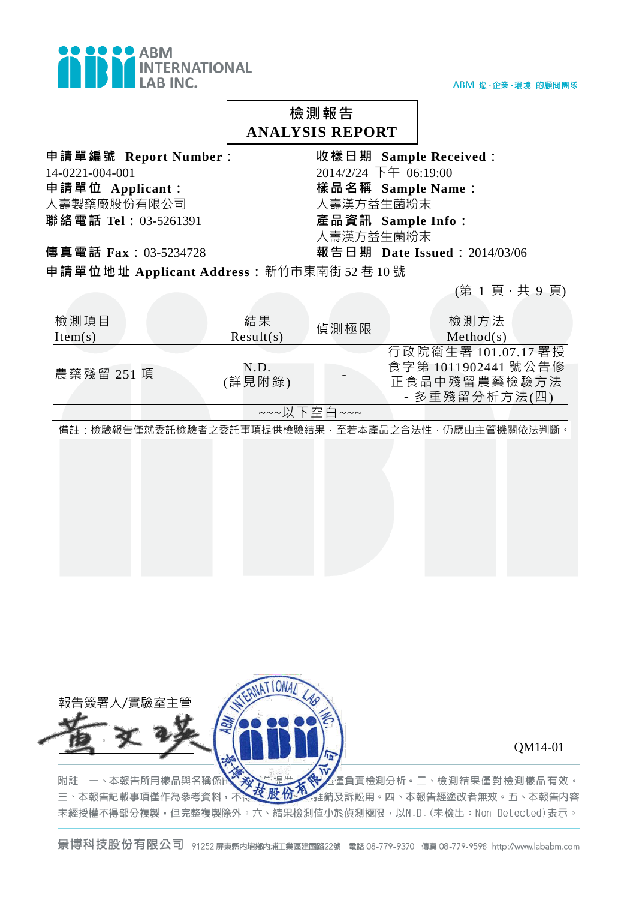ABM INTERNATIONAL LAB INC.

ABM 您·企業·環境 的顧問團隊

# 檢測報告
# ANALYSIS REPORT

**申請單編號 Report Number：**
14-0221-004-001

**申請單位 Applicant：**
人壽製藥廠股份有限公司

**聯絡電話 Tel：** 03-5261391

**傳真電話 Fax：** 03-5234728

**收樣日期 Sample Received：**
2014/2/24 下午 06:19:00

**樣品名稱 Sample Name：**
人壽漢方益生菌粉末

**產品資訊 Sample Info：**
人壽漢方益生菌粉末

**報告日期 Date Issued：** 2014/03/06

**申請單位地址 Applicant Address：** 新竹市東南街 52 巷 10 號

(第 1 頁，共 9 頁)

| 檢測項目 Item(s) | 結果 Result(s) | 偵測極限 | 檢測方法 Method(s) |
|---|---|---|---|
| 農藥殘留 251 項 | N.D. (詳見附錄) | - | 行政院衛生署 101.07.17 署授食字第 1011902441 號公告修正食品中殘留農藥檢驗方法 - 多重殘留分析方法(四) |

~~~以下空白~~~

備註：檢驗報告僅就委託檢驗者之委託事項提供檢驗結果，至若本產品之合法性，仍應由主管機關依法判斷。

報告簽署人/實驗室主管

QM14-01

附註 一、本報告所用樣品與名稱係由委託者提供，本公司僅負責檢測分析。二、檢測結果僅對檢測樣品有效。三、本報告記載事項僅作為參考資料，不得作為廣告、促銷及訴訟用。四、本報告經塗改者無效。五、本報告內容未經授權不得部分複製，但完整複製除外。六、結果檢測值小於偵測極限，以N.D.(未檢出：Non Detected)表示。

景博科技股份有限公司 91252 屏東縣內埔鄉內埔工業區建國路22號 電話 08-779-9370 傳真 08-779-9598 http://www.lababm.com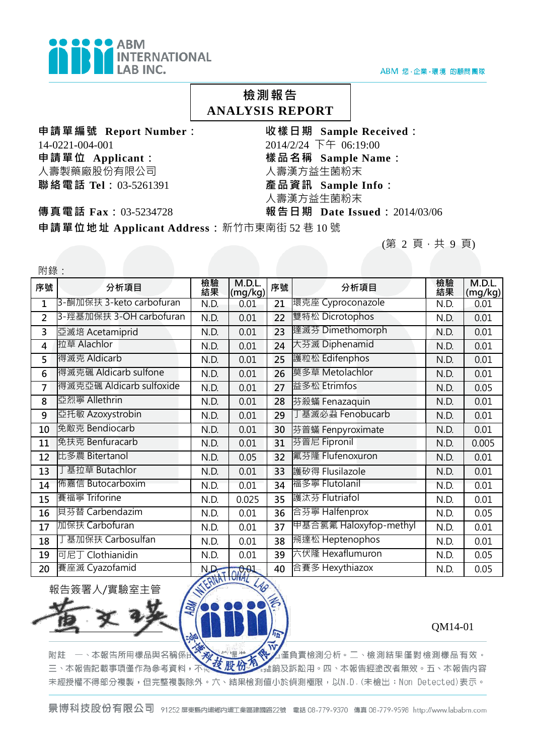ABM INTERNATIONAL LAB INC.

ABM 您・企業・環境 的顧問團隊

# 檢測報告
# ANALYSIS REPORT

**申請單編號 Report Number：**
14-0221-004-001

**收樣日期 Sample Received：**
2014/2/24 下午 06:19:00

**申請單位 Applicant：**
人壽製藥廠股份有限公司

**樣品名稱 Sample Name：**
人壽漢方益生菌粉末

**聯絡電話 Tel：** 03-5261391

**產品資訊 Sample Info：**
人壽漢方益生菌粉末

**傳真電話 Fax：** 03-5234728

**報告日期 Date Issued：** 2014/03/06

**申請單位地址 Applicant Address：** 新竹市東南街 52 巷 10 號

(第 2 頁，共 9 頁)

附錄：

| 序號 | 分析項目 | 檢驗結果 | M.D.L. (mg/kg) | 序號 | 分析項目 | 檢驗結果 | M.D.L. (mg/kg) |
|---|---|---|---|---|---|---|---|
| 1 | 3-酮加保扶 3-keto carbofuran | N.D. | 0.01 | 21 | 環克座 Cyproconazole | N.D. | 0.01 |
| 2 | 3-羥基加保扶 3-OH carbofuran | N.D. | 0.01 | 22 | 雙特松 Dicrotophos | N.D. | 0.01 |
| 3 | 亞滅培 Acetamiprid | N.D. | 0.01 | 23 | 達滅芬 Dimethomorph | N.D. | 0.01 |
| 4 | 拉草 Alachlor | N.D. | 0.01 | 24 | 大芬滅 Diphenamid | N.D. | 0.01 |
| 5 | 得滅克 Aldicarb | N.D. | 0.01 | 25 | 護粒松 Edifenphos | N.D. | 0.01 |
| 6 | 得滅克碸 Aldicarb sulfone | N.D. | 0.01 | 26 | 莫多草 Metolachlor | N.D. | 0.01 |
| 7 | 得滅克亞碸 Aldicarb sulfoxide | N.D. | 0.01 | 27 | 益多松 Etrimfos | N.D. | 0.05 |
| 8 | 亞烈寧 Allethrin | N.D. | 0.01 | 28 | 芬殺蟎 Fenazaquin | N.D. | 0.01 |
| 9 | 亞托敏 Azoxystrobin | N.D. | 0.01 | 29 | 丁基滅必蝨 Fenobucarb | N.D. | 0.01 |
| 10 | 免敵克 Bendiocarb | N.D. | 0.01 | 30 | 芬普蟎 Fenpyroximate | N.D. | 0.01 |
| 11 | 免扶克 Benfuracarb | N.D. | 0.01 | 31 | 芬普尼 Fipronil | N.D. | 0.005 |
| 12 | 比多農 Bitertanol | N.D. | 0.05 | 32 | 氟芬隆 Flufenoxuron | N.D. | 0.01 |
| 13 | 丁基拉草 Butachlor | N.D. | 0.01 | 33 | 護矽得 Flusilazole | N.D. | 0.01 |
| 14 | 佈嘉信 Butocarboxim | N.D. | 0.01 | 34 | 福多寧 Flutolanil | N.D. | 0.01 |
| 15 | 賽福寧 Triforine | N.D. | 0.025 | 35 | 護汰芬 Flutriafol | N.D. | 0.01 |
| 16 | 貝芬替 Carbendazim | N.D. | 0.01 | 36 | 合芬寧 Halfenprox | N.D. | 0.05 |
| 17 | 加保扶 Carbofuran | N.D. | 0.01 | 37 | 甲基合氯氟 Haloxyfop-methyl | N.D. | 0.01 |
| 18 | 丁基加保扶 Carbosulfan | N.D. | 0.01 | 38 | 飛達松 Heptenophos | N.D. | 0.01 |
| 19 | 可尼丁 Clothianidin | N.D. | 0.01 | 39 | 六伏隆 Hexaflumuron | N.D. | 0.05 |
| 20 | 賽座滅 Cyazofamid | N.D. | 0.01 | 40 | 合賽多 Hexythiazox | N.D. | 0.05 |

報告簽署人/實驗室主管

黃文瑛

QM14-01

附註　一、本報告所用樣品與名稱係由申請單位提供，本實驗室僅負責檢測分析。二、檢測結果僅對檢測樣品有效。三、本報告記載事項僅作為參考資料，不得作為促銷及訴訟用。四、本報告經塗改者無效。五、本報告內容未經授權不得部分複製，但完整複製除外。六、結果檢測值小於偵測極限，以N.D.(未檢出：Non Detected)表示。

景博科技股份有限公司　91252 屏東縣內埔鄉內埔工業區建國路22號　電話 08-779-9370　傳真 08-779-9598　http://www.lababm.com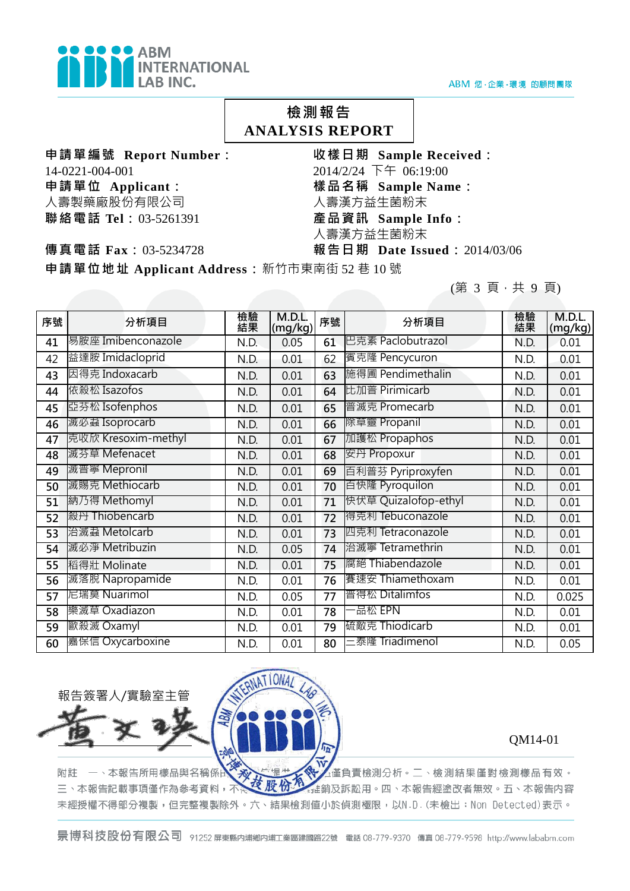# 檢測報告
# ANALYSIS REPORT

**申請單編號 Report Number：**
14-0221-004-001

**收樣日期 Sample Received：**
2014/2/24 下午 06:19:00

**申請單位 Applicant：**
人壽製藥廠股份有限公司

**樣品名稱 Sample Name：**
人壽漢方益生菌粉末

**聯絡電話 Tel：** 03-5261391

**產品資訊 Sample Info：**
人壽漢方益生菌粉末

**傳真電話 Fax：** 03-5234728

**報告日期 Date Issued：** 2014/03/06

**申請單位地址 Applicant Address：** 新竹市東南街 52 巷 10 號

(第 3 頁，共 9 頁)

| 序號 | 分析項目 | 檢驗結果 | M.D.L. (mg/kg) | 序號 | 分析項目 | 檢驗結果 | M.D.L. (mg/kg) |
|---|---|---|---|---|---|---|---|
| 41 | 易胺座 Imibenconazole | N.D. | 0.05 | 61 | 巴克素 Paclobutrazol | N.D. | 0.01 |
| 42 | 益達胺 Imidacloprid | N.D. | 0.01 | 62 | 賓克隆 Pencycuron | N.D. | 0.01 |
| 43 | 因得克 Indoxacarb | N.D. | 0.01 | 63 | 施得圃 Pendimethalin | N.D. | 0.01 |
| 44 | 依殺松 Isazofos | N.D. | 0.01 | 64 | 比加普 Pirimicarb | N.D. | 0.01 |
| 45 | 亞芬松 Isofenphos | N.D. | 0.01 | 65 | 普滅克 Promecarb | N.D. | 0.01 |
| 46 | 滅必蝨 Isoprocarb | N.D. | 0.01 | 66 | 除草靈 Propanil | N.D. | 0.01 |
| 47 | 克收欣 Kresoxim-methyl | N.D. | 0.01 | 67 | 加護松 Propaphos | N.D. | 0.01 |
| 48 | 滅芬草 Mefenacet | N.D. | 0.01 | 68 | 安丹 Propoxur | N.D. | 0.01 |
| 49 | 滅普寧 Mepronil | N.D. | 0.01 | 69 | 百利普芬 Pyriproxyfen | N.D. | 0.01 |
| 50 | 滅賜克 Methiocarb | N.D. | 0.01 | 70 | 百快隆 Pyroquilon | N.D. | 0.01 |
| 51 | 納乃得 Methomyl | N.D. | 0.01 | 71 | 快伏草 Quizalofop-ethyl | N.D. | 0.01 |
| 52 | 殺丹 Thiobencarb | N.D. | 0.01 | 72 | 得克利 Tebuconazole | N.D. | 0.01 |
| 53 | 治滅蝨 Metolcarb | N.D. | 0.01 | 73 | 四克利 Tetraconazole | N.D. | 0.01 |
| 54 | 滅必淨 Metribuzin | N.D. | 0.05 | 74 | 治滅寧 Tetramethrin | N.D. | 0.01 |
| 55 | 稻得壯 Molinate | N.D. | 0.01 | 75 | 腐絕 Thiabendazole | N.D. | 0.01 |
| 56 | 滅落脫 Napropamide | N.D. | 0.01 | 76 | 賽速安 Thiamethoxam | N.D. | 0.01 |
| 57 | 尼瑞莫 Nuarimol | N.D. | 0.05 | 77 | 普得松 Ditalimfos | N.D. | 0.025 |
| 58 | 樂滅草 Oxadiazon | N.D. | 0.01 | 78 | 一品松 EPN | N.D. | 0.01 |
| 59 | 歐殺滅 Oxamyl | N.D. | 0.01 | 79 | 硫敵克 Thiodicarb | N.D. | 0.01 |
| 60 | 嘉保信 Oxycarboxine | N.D. | 0.01 | 80 | 三泰隆 Triadimenol | N.D. | 0.05 |

報告簽署人/實驗室主管

QM14-01

附註 一、本報告所用樣品與名稱係由委託者提供，本公司僅負責檢測分析。二、檢測結果僅對檢測樣品有效。三、本報告記載事項僅作為參考資料，不得作為訴銷及訴訟用。四、本報告經塗改者無效。五、本報告內容未經授權不得部分複製，但完整複製除外。六、結果檢測值小於偵測極限，以N.D.(未檢出：Non Detected)表示。

景博科技股份有限公司 91252 屏東縣內埔鄉內埔工業區建國路22號 電話 08-779-9370 傳真 08-779-9598 http://www.lababm.com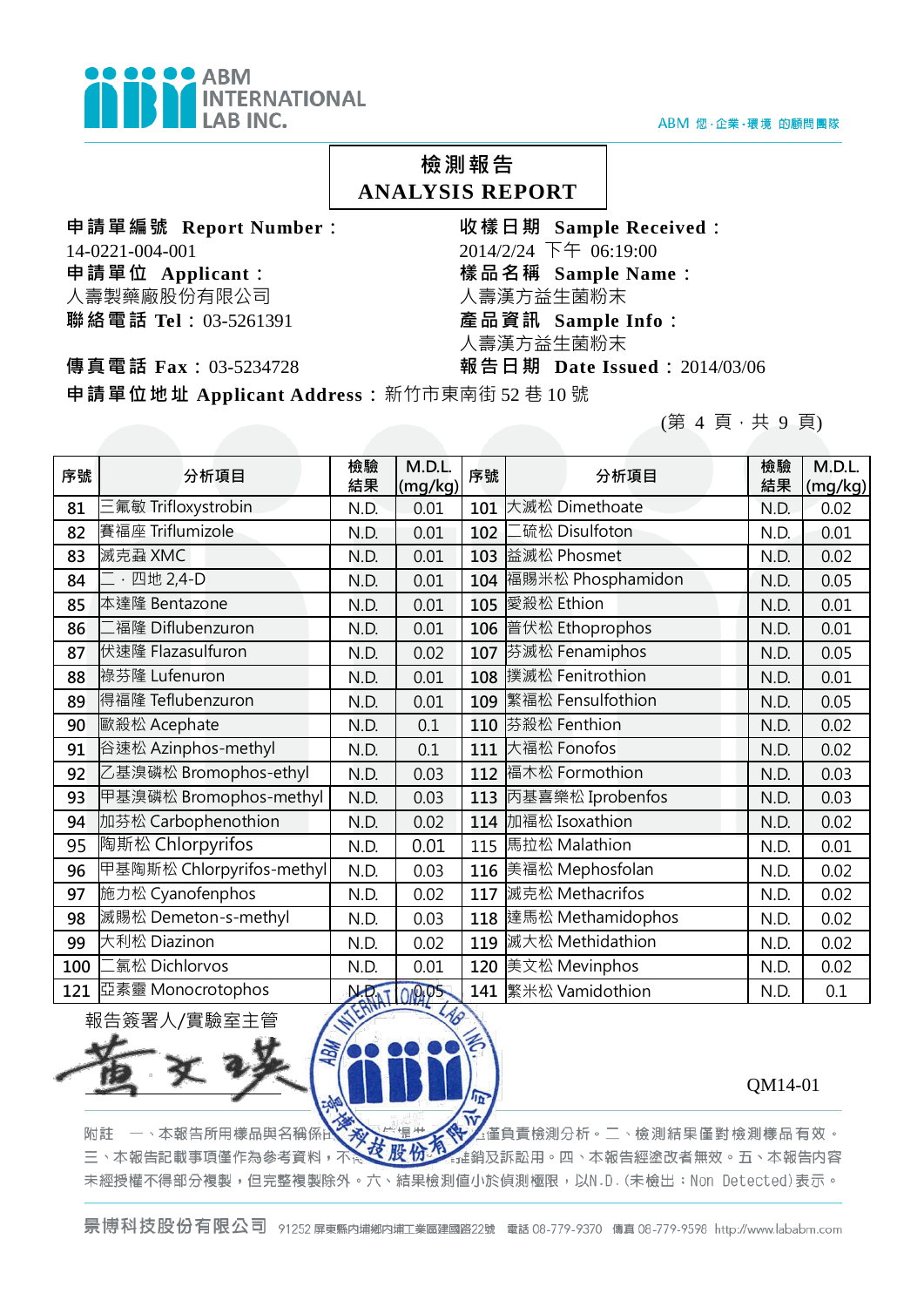ABM INTERNATIONAL LAB INC.

ABM 您·企業·環境 的顧問團隊

# 檢測報告
# ANALYSIS REPORT

**申請單編號 Report Number：** 14-0221-004-001

**收樣日期 Sample Received：** 2014/2/24 下午 06:19:00

**申請單位 Applicant：** 人壽製藥廠股份有限公司

**樣品名稱 Sample Name：** 人壽漢方益生菌粉末

**聯絡電話 Tel：** 03-5261391

**產品資訊 Sample Info：** 人壽漢方益生菌粉末

**傳真電話 Fax：** 03-5234728

**報告日期 Date Issued：** 2014/03/06

**申請單位地址 Applicant Address：** 新竹市東南街 52 巷 10 號

(第 4 頁，共 9 頁)

| 序號 | 分析項目 | 檢驗結果 | M.D.L. (mg/kg) | 序號 | 分析項目 | 檢驗結果 | M.D.L. (mg/kg) |
|---|---|---|---|---|---|---|---|
| 81 | 三氟敏 Trifloxystrobin | N.D. | 0.01 | 101 | 大滅松 Dimethoate | N.D. | 0.02 |
| 82 | 賽福座 Triflumizole | N.D. | 0.01 | 102 | 二硫松 Disulfoton | N.D. | 0.01 |
| 83 | 滅克蝨 XMC | N.D. | 0.01 | 103 | 益滅松 Phosmet | N.D. | 0.02 |
| 84 | 二，四地 2,4-D | N.D. | 0.01 | 104 | 福賜米松 Phosphamidon | N.D. | 0.05 |
| 85 | 本達隆 Bentazone | N.D. | 0.01 | 105 | 愛殺松 Ethion | N.D. | 0.01 |
| 86 | 二福隆 Diflubenzuron | N.D. | 0.01 | 106 | 普伏松 Ethoprophos | N.D. | 0.01 |
| 87 | 伏速隆 Flazasulfuron | N.D. | 0.02 | 107 | 芬滅松 Fenamiphos | N.D. | 0.05 |
| 88 | 祿芬隆 Lufenuron | N.D. | 0.01 | 108 | 撲滅松 Fenitrothion | N.D. | 0.01 |
| 89 | 得福隆 Teflubenzuron | N.D. | 0.01 | 109 | 繁福松 Fensulfothion | N.D. | 0.05 |
| 90 | 歐殺松 Acephate | N.D. | 0.1 | 110 | 芬殺松 Fenthion | N.D. | 0.02 |
| 91 | 谷速松 Azinphos-methyl | N.D. | 0.1 | 111 | 大福松 Fonofos | N.D. | 0.02 |
| 92 | 乙基溴磷松 Bromophos-ethyl | N.D. | 0.03 | 112 | 福木松 Formothion | N.D. | 0.03 |
| 93 | 甲基溴磷松 Bromophos-methyl | N.D. | 0.03 | 113 | 丙基喜樂松 Iprobenfos | N.D. | 0.03 |
| 94 | 加芬松 Carbophenothion | N.D. | 0.02 | 114 | 加福松 Isoxathion | N.D. | 0.02 |
| 95 | 陶斯松 Chlorpyrifos | N.D. | 0.01 | 115 | 馬拉松 Malathion | N.D. | 0.01 |
| 96 | 甲基陶斯松 Chlorpyrifos-methyl | N.D. | 0.03 | 116 | 美福松 Mephosfolan | N.D. | 0.02 |
| 97 | 施力松 Cyanofenphos | N.D. | 0.02 | 117 | 滅克松 Methacrifos | N.D. | 0.02 |
| 98 | 滅賜松 Demeton-s-methyl | N.D. | 0.03 | 118 | 達馬松 Methamidophos | N.D. | 0.02 |
| 99 | 大利松 Diazinon | N.D. | 0.02 | 119 | 滅大松 Methidathion | N.D. | 0.02 |
| 100 | 二氯松 Dichlorvos | N.D. | 0.01 | 120 | 美文松 Mevinphos | N.D. | 0.02 |
| 121 | 亞素靈 Monocrotophos | N.D. | 0.05 | 141 | 繁米松 Vamidothion | N.D. | 0.1 |

報告簽署人/實驗室主管

QM14-01

附註 一、本報告所用樣品與名稱係由委託者提供，本實驗室僅負責檢測分析。二、檢測結果僅對檢測樣品有效。三、本報告記載事項僅作為參考資料，不得作為廣告促銷及訴訟用。四、本報告經塗改者無效。五、本報告內容未經授權不得部分複製，但完整複製除外。六、結果檢測值小於偵測極限，以N.D.(未檢出：Non Detected)表示。

景博科技股份有限公司 91252 屏東縣內埔鄉內埔工業區建國路22號 電話 08-779-9370 傳真 08-779-9598 http://www.lababm.com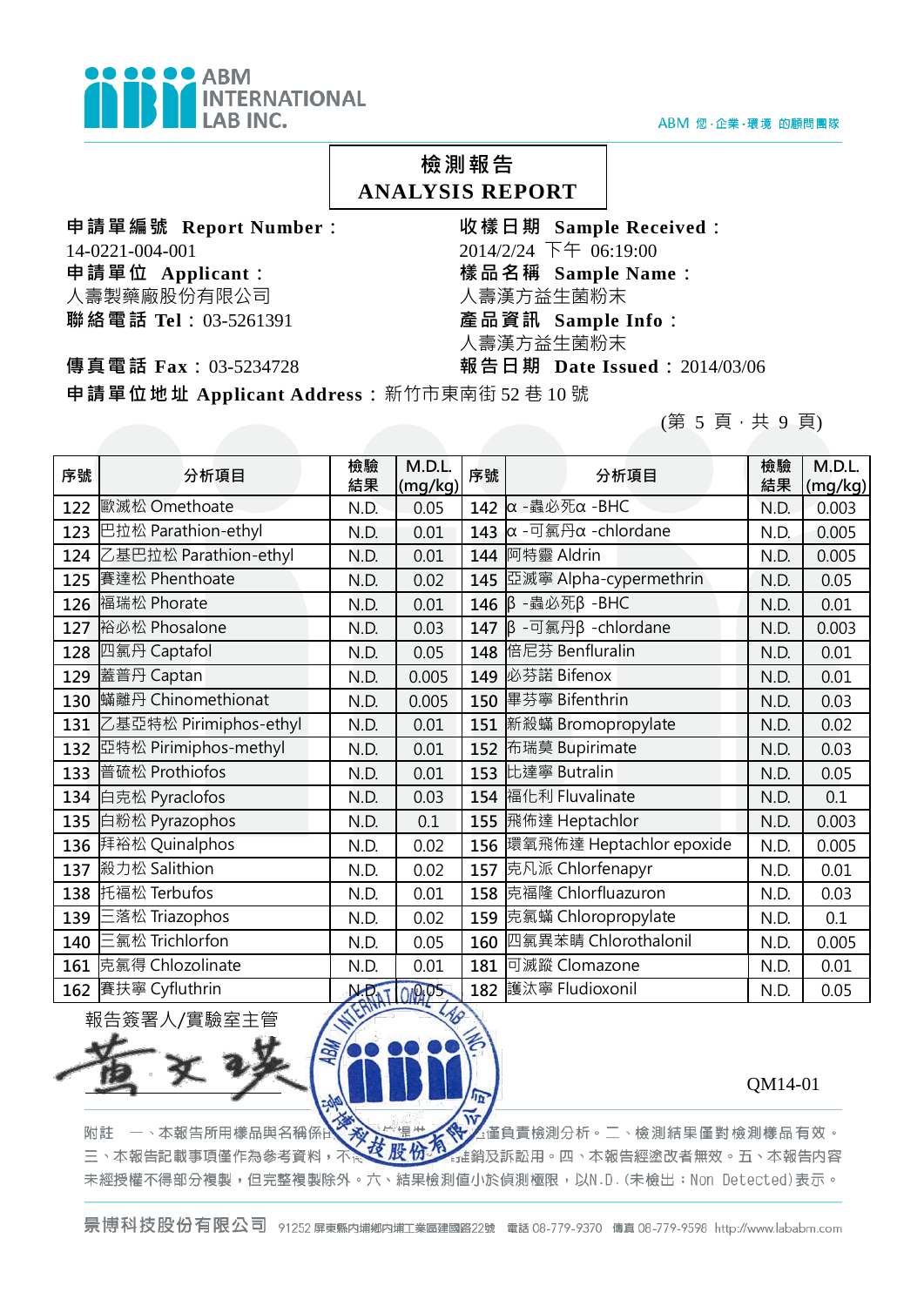ABM INTERNATIONAL LAB INC.

ABM 您‧企業‧環境 的顧問團隊

# 檢測報告
# ANALYSIS REPORT

**申請單編號 Report Number：** 14-0221-004-001

**申請單位 Applicant：** 人壽製藥廠股份有限公司

**聯絡電話 Tel：** 03-5261391

**傳真電話 Fax：** 03-5234728

**收樣日期 Sample Received：** 2014/2/24 下午 06:19:00

**樣品名稱 Sample Name：** 人壽漢方益生菌粉末

**產品資訊 Sample Info：** 人壽漢方益生菌粉末

**報告日期 Date Issued：** 2014/03/06

**申請單位地址 Applicant Address：** 新竹市東南街 52 巷 10 號

(第 5 頁，共 9 頁)

| 序號 | 分析項目 | 檢驗結果 | M.D.L. (mg/kg) | 序號 | 分析項目 | 檢驗結果 | M.D.L. (mg/kg) |
|---|---|---|---|---|---|---|---|
| 122 | 歐滅松 Omethoate | N.D. | 0.05 | 142 | α -蟲必死α -BHC | N.D. | 0.003 |
| 123 | 巴拉松 Parathion-ethyl | N.D. | 0.01 | 143 | α -可氯丹α -chlordane | N.D. | 0.005 |
| 124 | 乙基巴拉松 Parathion-ethyl | N.D. | 0.01 | 144 | 阿特靈 Aldrin | N.D. | 0.005 |
| 125 | 賽達松 Phenthoate | N.D. | 0.02 | 145 | 亞滅寧 Alpha-cypermethrin | N.D. | 0.05 |
| 126 | 福瑞松 Phorate | N.D. | 0.01 | 146 | β -蟲必死β -BHC | N.D. | 0.01 |
| 127 | 裕必松 Phosalone | N.D. | 0.03 | 147 | β -可氯丹β -chlordane | N.D. | 0.003 |
| 128 | 四氯丹 Captafol | N.D. | 0.05 | 148 | 倍尼芬 Benfluralin | N.D. | 0.01 |
| 129 | 蓋普丹 Captan | N.D. | 0.005 | 149 | 必芬諾 Bifenox | N.D. | 0.01 |
| 130 | 蟎離丹 Chinomethionat | N.D. | 0.005 | 150 | 畢芬寧 Bifenthrin | N.D. | 0.03 |
| 131 | 乙基亞特松 Pirimiphos-ethyl | N.D. | 0.01 | 151 | 新殺蟎 Bromopropylate | N.D. | 0.02 |
| 132 | 亞特松 Pirimiphos-methyl | N.D. | 0.01 | 152 | 布瑞莫 Bupirimate | N.D. | 0.03 |
| 133 | 普硫松 Prothiofos | N.D. | 0.01 | 153 | 比達寧 Butralin | N.D. | 0.05 |
| 134 | 白克松 Pyraclofos | N.D. | 0.03 | 154 | 福化利 Fluvalinate | N.D. | 0.1 |
| 135 | 白粉松 Pyrazophos | N.D. | 0.1 | 155 | 飛佈達 Heptachlor | N.D. | 0.003 |
| 136 | 拜裕松 Quinalphos | N.D. | 0.02 | 156 | 環氧飛佈達 Heptachlor epoxide | N.D. | 0.005 |
| 137 | 殺力松 Salithion | N.D. | 0.02 | 157 | 克凡派 Chlorfenapyr | N.D. | 0.01 |
| 138 | 托福松 Terbufos | N.D. | 0.01 | 158 | 克福隆 Chlorfluazuron | N.D. | 0.03 |
| 139 | 三落松 Triazophos | N.D. | 0.02 | 159 | 克氯蟎 Chloropropylate | N.D. | 0.1 |
| 140 | 三氯松 Trichlorfon | N.D. | 0.05 | 160 | 四氯異苯腈 Chlorothalonil | N.D. | 0.005 |
| 161 | 克氯得 Chlozolinate | N.D. | 0.01 | 181 | 可滅蹤 Clomazone | N.D. | 0.01 |
| 162 | 賽扶寧 Cyfluthrin | N.D. | 0.05 | 182 | 護汰寧 Fludioxonil | N.D. | 0.05 |

報告簽署人/實驗室主管

QM14-01

附註　一、本報告所用樣品與名稱係由…僅負責檢測分析。二、檢測結果僅對檢測樣品有效。三、本報告記載事項僅作為參考資料，不…推銷及訴訟用。四、本報告經塗改者無效。五、本報告內容未經授權不得部分複製，但完整複製除外。六、結果檢測值小於偵測極限，以N.D.(未檢出：Non Detected)表示。

景博科技股份有限公司　91252 屏東縣內埔鄉內埔工業區建國路22號　電話 08-779-9370　傳真 08-779-9598　http://www.lababm.com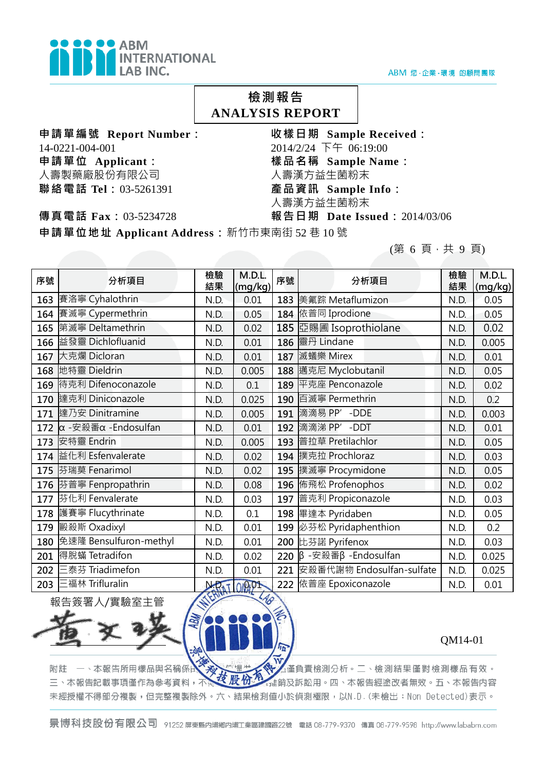ABM INTERNATIONAL LAB INC.

ABM 您‧企業‧環境 的顧問團隊

# 檢測報告
# ANALYSIS REPORT

**申請單編號 Report Number：** 14-0221-004-001

**收樣日期 Sample Received：** 2014/2/24 下午 06:19:00

**申請單位 Applicant：** 人壽製藥廠股份有限公司

**樣品名稱 Sample Name：** 人壽漢方益生菌粉末

**聯絡電話 Tel：** 03-5261391

**產品資訊 Sample Info：** 人壽漢方益生菌粉末

**傳真電話 Fax：** 03-5234728

**報告日期 Date Issued：** 2014/03/06

**申請單位地址 Applicant Address：** 新竹市東南街 52 巷 10 號

(第 6 頁，共 9 頁)

| 序號 | 分析項目 | 檢驗結果 | M.D.L. (mg/kg) | 序號 | 分析項目 | 檢驗結果 | M.D.L. (mg/kg) |
|---|---|---|---|---|---|---|---|
| 163 | 賽洛寧 Cyhalothrin | N.D. | 0.01 | 183 | 美氟踪 Metaflumizon | N.D. | 0.05 |
| 164 | 賽滅寧 Cypermethrin | N.D. | 0.05 | 184 | 依普同 Iprodione | N.D. | 0.05 |
| 165 | 第滅寧 Deltamethrin | N.D. | 0.02 | 185 | 亞賜圃 Isoprothiolane | N.D. | 0.02 |
| 166 | 益發靈 Dichlofluanid | N.D. | 0.01 | 186 | 靈丹 Lindane | N.D. | 0.005 |
| 167 | 大克爛 Dicloran | N.D. | 0.01 | 187 | 滅蟻樂 Mirex | N.D. | 0.01 |
| 168 | 地特靈 Dieldrin | N.D. | 0.005 | 188 | 邁克尼 Myclobutanil | N.D. | 0.05 |
| 169 | 待克利 Difenoconazole | N.D. | 0.1 | 189 | 平克座 Penconazole | N.D. | 0.02 |
| 170 | 達克利 Diniconazole | N.D. | 0.025 | 190 | 百滅寧 Permethrin | N.D. | 0.2 |
| 171 | 達乃安 Dinitramine | N.D. | 0.005 | 191 | 滴滴易 PP' -DDE | N.D. | 0.003 |
| 172 | α -安殺番α -Endosulfan | N.D. | 0.01 | 192 | 滴滴涕 PP' -DDT | N.D. | 0.01 |
| 173 | 安特靈 Endrin | N.D. | 0.005 | 193 | 普拉草 Pretilachlor | N.D. | 0.05 |
| 174 | 益化利 Esfenvalerate | N.D. | 0.02 | 194 | 撲克拉 Prochloraz | N.D. | 0.03 |
| 175 | 芬瑞莫 Fenarimol | N.D. | 0.02 | 195 | 撲滅寧 Procymidone | N.D. | 0.05 |
| 176 | 芬普寧 Fenpropathrin | N.D. | 0.08 | 196 | 佈飛松 Profenophos | N.D. | 0.02 |
| 177 | 芬化利 Fenvalerate | N.D. | 0.03 | 197 | 普克利 Propiconazole | N.D. | 0.03 |
| 178 | 護賽寧 Flucythrinate | N.D. | 0.1 | 198 | 畢達本 Pyridaben | N.D. | 0.05 |
| 179 | 毆殺斯 Oxadixyl | N.D. | 0.01 | 199 | 必芬松 Pyridaphenthion | N.D. | 0.2 |
| 180 | 免速隆 Bensulfuron-methyl | N.D. | 0.01 | 200 | 比芬諾 Pyrifenox | N.D. | 0.03 |
| 201 | 得脫蟎 Tetradifon | N.D. | 0.02 | 220 | β -安殺番β -Endosulfan | N.D. | 0.025 |
| 202 | 三泰芬 Triadimefon | N.D. | 0.01 | 221 | 安殺番代謝物 Endosulfan-sulfate | N.D. | 0.025 |
| 203 | 三福林 Trifluralin | N.D. | 0.01 | 222 | 依普座 Epoxiconazole | N.D. | 0.01 |

報告簽署人/實驗室主管

QM14-01

附註 一、本報告所用樣品與名稱係由委託者提供，本實驗室僅負責檢測分析。二、檢測結果僅對檢測樣品有效。三、本報告記載事項僅作為參考資料，不得作為廣告行銷及訴訟用。四、本報告經塗改者無效。五、本報告內容未經授權不得部分複製，但完整複製除外。六、結果檢測值小於偵測極限，以N.D.(未檢出：Non Detected)表示。

景博科技股份有限公司 91252 屏東縣內埔鄉內埔工業區建國路22號 電話 08-779-9370 傳真 08-779-9598 http://www.lababm.com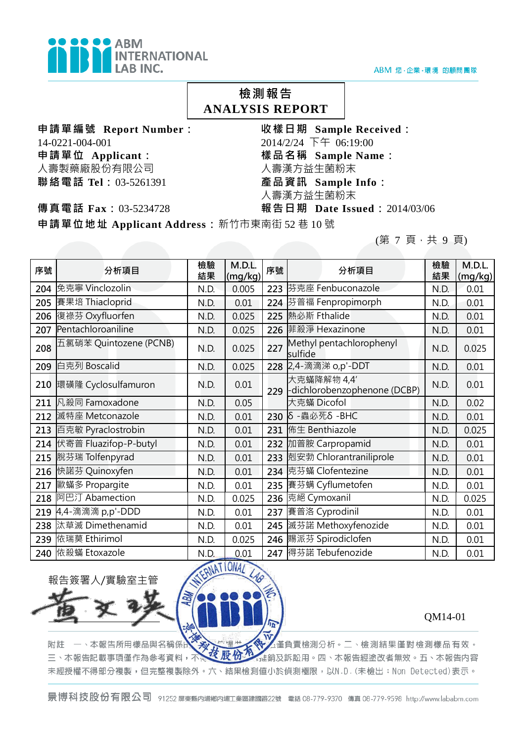ABM INTERNATIONAL LAB INC.

ABM 您‧企業‧環境 的顧問團隊

# 檢測報告
# ANALYSIS REPORT

**申請單編號 Report Number：** 14-0221-004-001

**收樣日期 Sample Received：** 2014/2/24 下午 06:19:00

**申請單位 Applicant：** 人壽製藥廠股份有限公司

**樣品名稱 Sample Name：** 人壽漢方益生菌粉末

**聯絡電話 Tel：** 03-5261391

**產品資訊 Sample Info：** 人壽漢方益生菌粉末

**傳真電話 Fax：** 03-5234728

**報告日期 Date Issued：** 2014/03/06

**申請單位地址 Applicant Address：** 新竹市東南街 52 巷 10 號

(第 7 頁，共 9 頁)

| 序號 | 分析項目 | 檢驗結果 | M.D.L. (mg/kg) | 序號 | 分析項目 | 檢驗結果 | M.D.L. (mg/kg) |
|---|---|---|---|---|---|---|---|
| 204 | 免克寧 Vinclozolin | N.D. | 0.005 | 223 | 芬克座 Fenbuconazole | N.D. | 0.01 |
| 205 | 賽果培 Thiacloprid | N.D. | 0.01 | 224 | 芬普福 Fenpropimorph | N.D. | 0.01 |
| 206 | 復祿芬 Oxyfluorfen | N.D. | 0.025 | 225 | 熱必斯 Fthalide | N.D. | 0.01 |
| 207 | Pentachloroaniline | N.D. | 0.025 | 226 | 菲殺淨 Hexazinone | N.D. | 0.01 |
| 208 | 五氯硝苯 Quintozene (PCNB) | N.D. | 0.025 | 227 | Methyl pentachlorophenyl sulfide | N.D. | 0.025 |
| 209 | 白克列 Boscalid | N.D. | 0.025 | 228 | 2,4-滴滴涕 o,p'-DDT | N.D. | 0.01 |
| 210 | 環磺隆 Cyclosulfamuron | N.D. | 0.01 | 229 | 大克蟎降解物 4,4'-dichlorobenzophenone (DCBP) | N.D. | 0.01 |
| 211 | 凡殺同 Famoxadone | N.D. | 0.05 | 229 | 大克蟎 Dicofol | N.D. | 0.02 |
| 212 | 滅特座 Metconazole | N.D. | 0.01 | 230 | δ -蟲必死δ -BHC | N.D. | 0.01 |
| 213 | 百克敏 Pyraclostrobin | N.D. | 0.01 | 231 | 佈生 Benthiazole | N.D. | 0.025 |
| 214 | 伏寄普 Fluazifop-P-butyl | N.D. | 0.01 | 232 | 加普胺 Carpropamid | N.D. | 0.01 |
| 215 | 脫芬瑞 Tolfenpyrad | N.D. | 0.01 | 233 | 剋安勃 Chlorantraniliprole | N.D. | 0.01 |
| 216 | 快諾芬 Quinoxyfen | N.D. | 0.01 | 234 | 克芬蟎 Clofentezine | N.D. | 0.01 |
| 217 | 歐蟎多 Propargite | N.D. | 0.01 | 235 | 賽芬蟎 Cyflumetofen | N.D. | 0.01 |
| 218 | 阿巴汀 Abamection | N.D. | 0.025 | 236 | 克絕 Cymoxanil | N.D. | 0.025 |
| 219 | 4,4-滴滴滴 p,p'-DDD | N.D. | 0.01 | 237 | 賽普洛 Cyprodinil | N.D. | 0.01 |
| 238 | 汰草滅 Dimethenamid | N.D. | 0.01 | 245 | 滅芬諾 Methoxyfenozide | N.D. | 0.01 |
| 239 | 依瑞莫 Ethirimol | N.D. | 0.025 | 246 | 賜派芬 Spirodiclofen | N.D. | 0.01 |
| 240 | 依殺蟎 Etoxazole | N.D. | 0.01 | 247 | 得芬諾 Tebufenozide | N.D. | 0.01 |

報告簽署人/實驗室主管

QM14-01

附註 一、本報告所用樣品與名稱係由...僅負責檢測分析。二、檢測結果僅對檢測樣品有效。三、本報告記載事項僅作為參考資料，不...行銷及訴訟用。四、本報告經塗改者無效。五、本報告內容未經授權不得部分複製，但完整複製除外。六、結果檢測值小於偵測極限，以N.D.(未檢出：Non Detected)表示。

景博科技股份有限公司 91252 屏東縣內埔鄉內埔工業區建國路22號 電話 08-779-9370 傳真 08-779-9598 http://www.lababm.com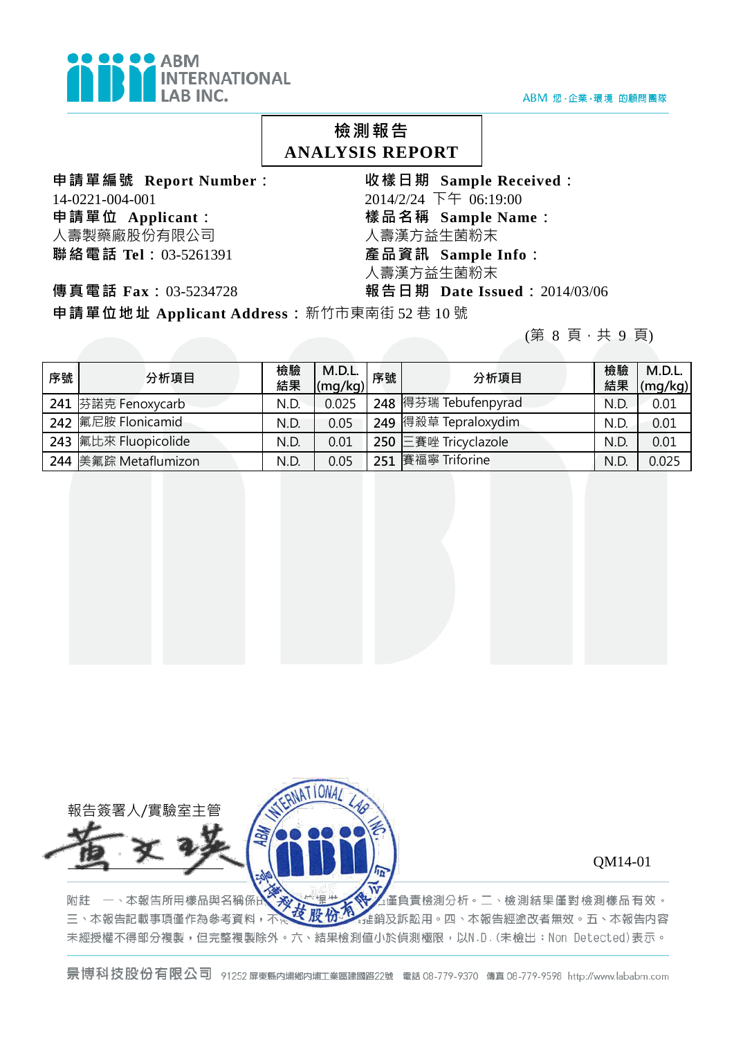# 檢測報告
# ANALYSIS REPORT

**申請單編號 Report Number：**
14-0221-004-001

**申請單位 Applicant：**
人壽製藥廠股份有限公司

**聯絡電話 Tel：**03-5261391

**傳真電話 Fax：**03-5234728

**收樣日期 Sample Received：**
2014/2/24 下午 06:19:00

**樣品名稱 Sample Name：**
人壽漢方益生菌粉末

**產品資訊 Sample Info：**
人壽漢方益生菌粉末

**報告日期 Date Issued：**2014/03/06

**申請單位地址 Applicant Address：**新竹市東南街 52 巷 10 號

(第 8 頁，共 9 頁)

| 序號 | 分析項目 | 檢驗結果 | M.D.L. (mg/kg) | 序號 | 分析項目 | 檢驗結果 | M.D.L. (mg/kg) |
|---|---|---|---|---|---|---|---|
| 241 | 芬諾克 Fenoxycarb | N.D. | 0.025 | 248 | 得芬瑞 Tebufenpyrad | N.D. | 0.01 |
| 242 | 氟尼胺 Flonicamid | N.D. | 0.05 | 249 | 得殺草 Tepraloxydim | N.D. | 0.01 |
| 243 | 氟比來 Fluopicolide | N.D. | 0.01 | 250 | 三賽唑 Tricyclazole | N.D. | 0.01 |
| 244 | 美氟綜 Metaflumizon | N.D. | 0.05 | 251 | 賽福寧 Triforine | N.D. | 0.025 |

報告簽署人/實驗室主管

QM14-01

附註 一、本報告所用樣品與名稱係由委託單位提供，本公司僅負責檢測分析。二、檢測結果僅對檢測樣品有效。三、本報告記載事項僅作為參考資料，不得作為廣告促銷及訴訟用。四、本報告經塗改者無效。五、本報告內容未經授權不得部分複製，但完整複製除外。六、結果檢測值小於偵測極限，以N.D.(未檢出：Non Detected)表示。

景博科技股份有限公司 91252 屏東縣內埔鄉內埔工業區建國路22號 電話 08-779-9370 傳真 08-779-9598 http://www.lababm.com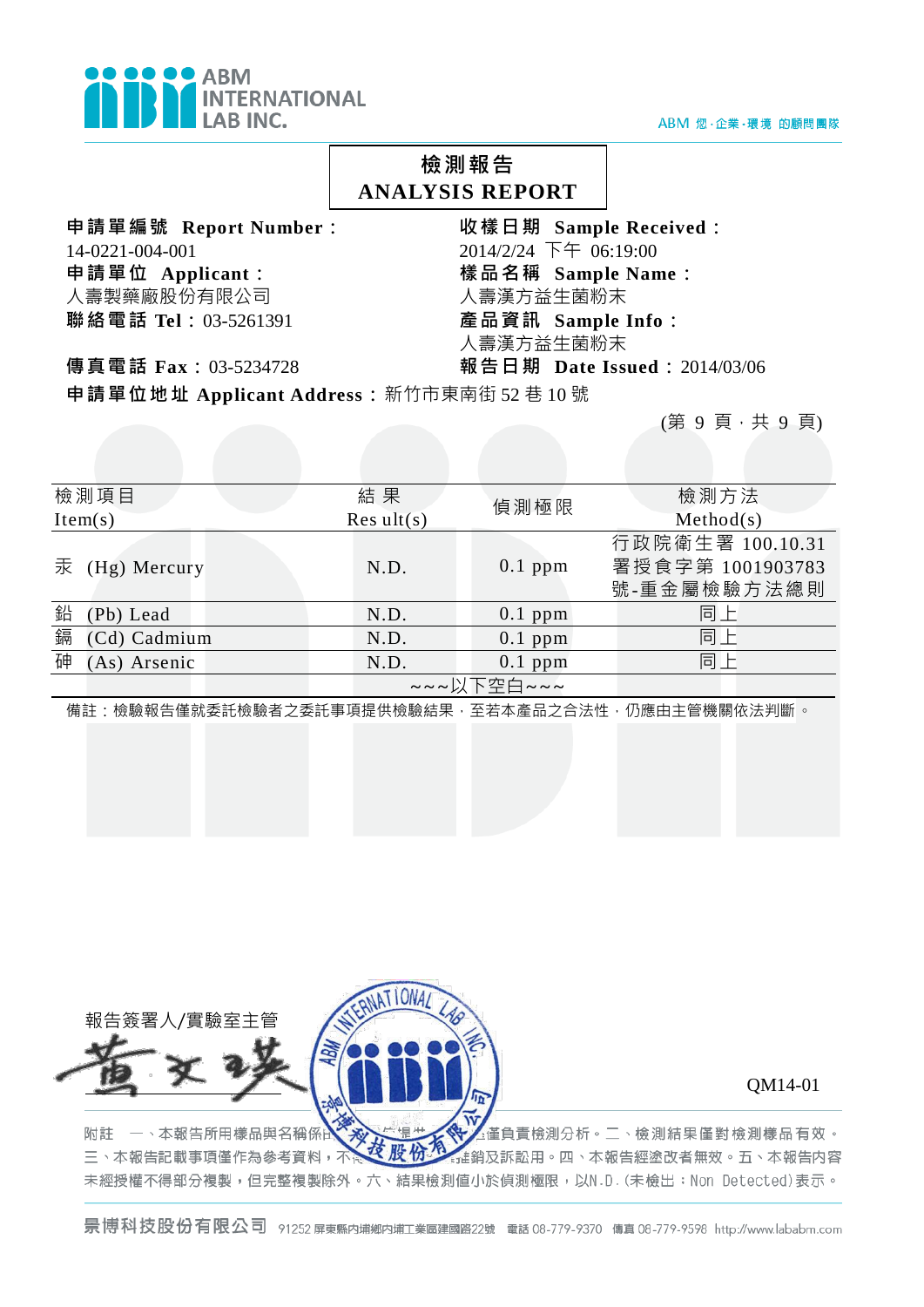# 檢測報告
# ANALYSIS REPORT

**申請單編號 Report Number：** 14-0221-004-001

**收樣日期 Sample Received：** 2014/2/24 下午 06:19:00

**申請單位 Applicant：** 人壽製藥廠股份有限公司

**樣品名稱 Sample Name：** 人壽漢方益生菌粉末

**聯絡電話 Tel：** 03-5261391

**產品資訊 Sample Info：** 人壽漢方益生菌粉末

**傳真電話 Fax：** 03-5234728

**報告日期 Date Issued：** 2014/03/06

**申請單位地址 Applicant Address：** 新竹市東南街 52 巷 10 號

| 檢測項目 Item(s) | 結果 Res ult(s) | 偵測極限 | 檢測方法 Method(s) |
|---|---|---|---|
| 汞 (Hg) Mercury | N.D. | 0.1 ppm | 行政院衛生署 100.10.31 署授食字第 1001903783 號-重金屬檢驗方法總則 |
| 鉛 (Pb) Lead | N.D. | 0.1 ppm | 同上 |
| 鎘 (Cd) Cadmium | N.D. | 0.1 ppm | 同上 |
| 砷 (As) Arsenic | N.D. | 0.1 ppm | 同上 |

~~~以下空白~~~

備註：檢驗報告僅就委託檢驗者之委託事項提供檢驗結果，至若本產品之合法性，仍應由主管機關依法判斷。

報告簽署人/實驗室主管

黃文瑛

QM14-01

附註 一、本報告所用樣品與名稱係由委託者提供，本公司僅負責檢測分析。二、檢測結果僅對檢測樣品有效。三、本報告記載事項僅作為參考資料，不得作為廣告、促銷及訴訟用。四、本報告經塗改者無效。五、本報告內容未經授權不得部分複製，但完整複製除外。六、結果檢測值小於偵測極限，以N.D.(未檢出：Non Detected)表示。

景博科技股份有限公司 91252 屏東縣內埔鄉內埔工業區建國路22號 電話 08-779-9370 傳真 08-779-9598 http://www.lababm.com